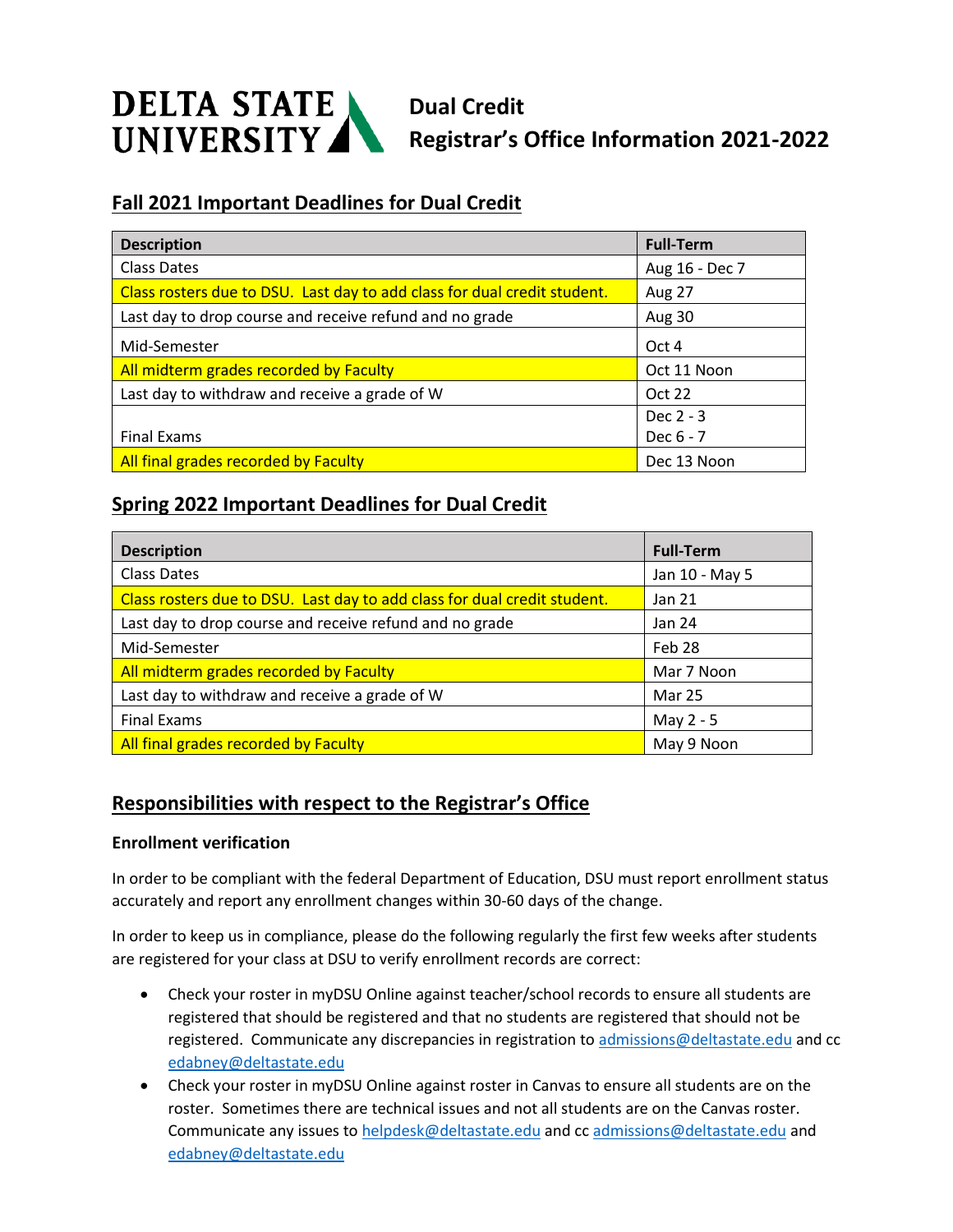# DELTA STATE UNIVERSITY

**Dual Credit**
**Registrar's Office Information 2021-2022**

## Fall 2021 Important Deadlines for Dual Credit

| Description | Full-Term |
|---|---|
| Class Dates | Aug 16 - Dec 7 |
| Class rosters due to DSU. Last day to add class for dual credit student. | Aug 27 |
| Last day to drop course and receive refund and no grade | Aug 30 |
| Mid-Semester | Oct 4 |
| All midterm grades recorded by Faculty | Oct 11 Noon |
| Last day to withdraw and receive a grade of W | Oct 22 |
| Final Exams | Dec 2 - 3<br>Dec 6 - 7 |
| All final grades recorded by Faculty | Dec 13 Noon |

## Spring 2022 Important Deadlines for Dual Credit

| Description | Full-Term |
|---|---|
| Class Dates | Jan 10 - May 5 |
| Class rosters due to DSU. Last day to add class for dual credit student. | Jan 21 |
| Last day to drop course and receive refund and no grade | Jan 24 |
| Mid-Semester | Feb 28 |
| All midterm grades recorded by Faculty | Mar 7 Noon |
| Last day to withdraw and receive a grade of W | Mar 25 |
| Final Exams | May 2 - 5 |
| All final grades recorded by Faculty | May 9 Noon |

## Responsibilities with respect to the Registrar's Office

### Enrollment verification

In order to be compliant with the federal Department of Education, DSU must report enrollment status accurately and report any enrollment changes within 30-60 days of the change.

In order to keep us in compliance, please do the following regularly the first few weeks after students are registered for your class at DSU to verify enrollment records are correct:

- Check your roster in myDSU Online against teacher/school records to ensure all students are registered that should be registered and that no students are registered that should not be registered. Communicate any discrepancies in registration to admissions@deltastate.edu and cc edabney@deltastate.edu
- Check your roster in myDSU Online against roster in Canvas to ensure all students are on the roster. Sometimes there are technical issues and not all students are on the Canvas roster. Communicate any issues to helpdesk@deltastate.edu and cc admissions@deltastate.edu and edabney@deltastate.edu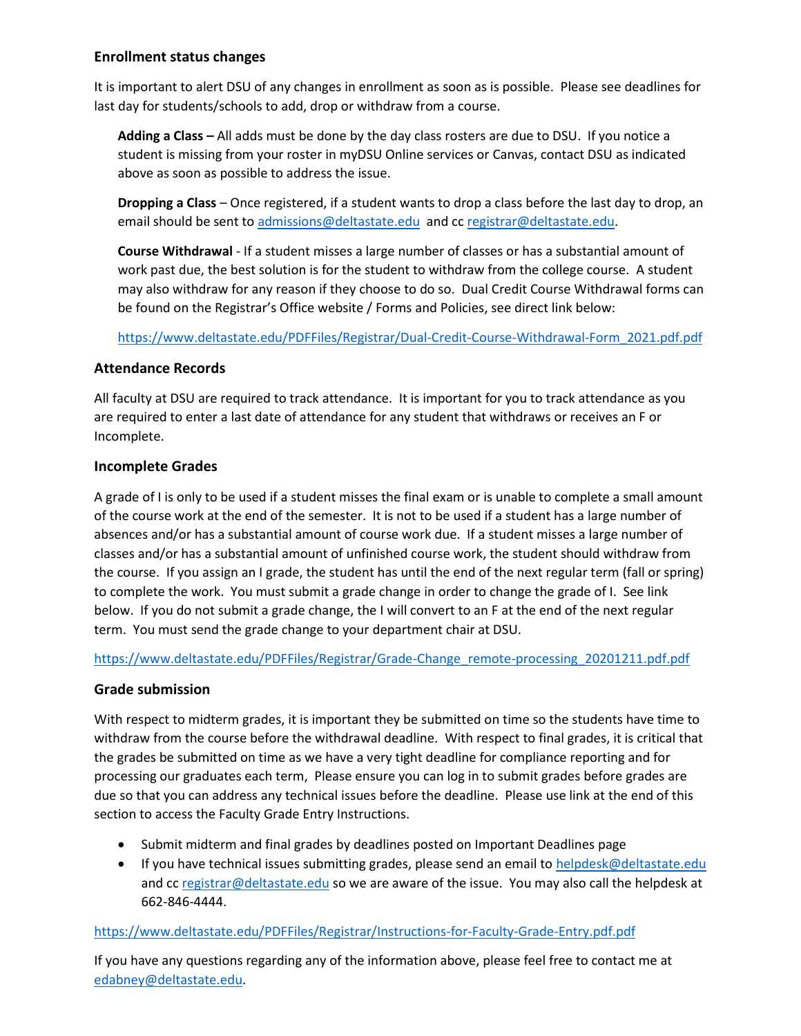### Enrollment status changes

It is important to alert DSU of any changes in enrollment as soon as is possible. Please see deadlines for last day for students/schools to add, drop or withdraw from a course.

**Adding a Class –** All adds must be done by the day class rosters are due to DSU. If you notice a student is missing from your roster in myDSU Online services or Canvas, contact DSU as indicated above as soon as possible to address the issue.

**Dropping a Class** – Once registered, if a student wants to drop a class before the last day to drop, an email should be sent to admissions@deltastate.edu and cc registrar@deltastate.edu.

**Course Withdrawal** - If a student misses a large number of classes or has a substantial amount of work past due, the best solution is for the student to withdraw from the college course. A student may also withdraw for any reason if they choose to do so. Dual Credit Course Withdrawal forms can be found on the Registrar's Office website / Forms and Policies, see direct link below:

https://www.deltastate.edu/PDFFiles/Registrar/Dual-Credit-Course-Withdrawal-Form_2021.pdf.pdf

### Attendance Records

All faculty at DSU are required to track attendance. It is important for you to track attendance as you are required to enter a last date of attendance for any student that withdraws or receives an F or Incomplete.

### Incomplete Grades

A grade of I is only to be used if a student misses the final exam or is unable to complete a small amount of the course work at the end of the semester. It is not to be used if a student has a large number of absences and/or has a substantial amount of course work due. If a student misses a large number of classes and/or has a substantial amount of unfinished course work, the student should withdraw from the course. If you assign an I grade, the student has until the end of the next regular term (fall or spring) to complete the work. You must submit a grade change in order to change the grade of I. See link below. If you do not submit a grade change, the I will convert to an F at the end of the next regular term. You must send the grade change to your department chair at DSU.

https://www.deltastate.edu/PDFFiles/Registrar/Grade-Change_remote-processing_20201211.pdf.pdf

### Grade submission

With respect to midterm grades, it is important they be submitted on time so the students have time to withdraw from the course before the withdrawal deadline. With respect to final grades, it is critical that the grades be submitted on time as we have a very tight deadline for compliance reporting and for processing our graduates each term, Please ensure you can log in to submit grades before grades are due so that you can address any technical issues before the deadline. Please use link at the end of this section to access the Faculty Grade Entry Instructions.

- Submit midterm and final grades by deadlines posted on Important Deadlines page
- If you have technical issues submitting grades, please send an email to helpdesk@deltastate.edu and cc registrar@deltastate.edu so we are aware of the issue. You may also call the helpdesk at 662-846-4444.

https://www.deltastate.edu/PDFFiles/Registrar/Instructions-for-Faculty-Grade-Entry.pdf.pdf

If you have any questions regarding any of the information above, please feel free to contact me at edabney@deltastate.edu.